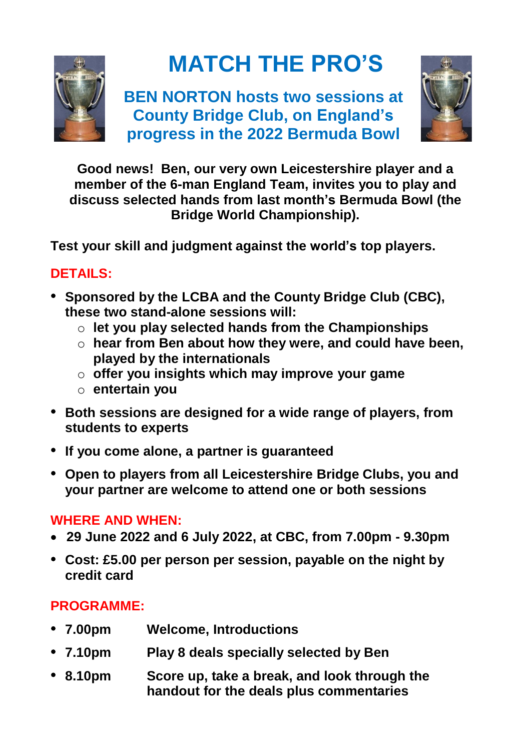# MATCH THE PRO'S

## BEN NORTON hosts two sessions at County Bridge Club, on England's progress in the 2022 Bermuda Bowl

**Good news! Ben, our very own Leicestershire player and a member of the 6-man England Team, invites you to play and discuss selected hands from last month's Bermuda Bowl (the Bridge World Championship).**

**Test your skill and judgment against the world's top players.**

### DETAILS:

- **Sponsored by the LCBA and the County Bridge Club (CBC), these two stand-alone sessions will:**
  - **let you play selected hands from the Championships**
  - **hear from Ben about how they were, and could have been, played by the internationals**
  - **offer you insights which may improve your game**
  - **entertain you**
- **Both sessions are designed for a wide range of players, from students to experts**
- **If you come alone, a partner is guaranteed**
- **Open to players from all Leicestershire Bridge Clubs, you and your partner are welcome to attend one or both sessions**

### WHERE AND WHEN:

- **29 June 2022 and 6 July 2022, at CBC, from 7.00pm - 9.30pm**
- **Cost: £5.00 per person per session, payable on the night by credit card**

### PROGRAMME:

- **7.00pm** **Welcome, Introductions**
- **7.10pm** **Play 8 deals specially selected by Ben**
- **8.10pm** **Score up, take a break, and look through the handout for the deals plus commentaries**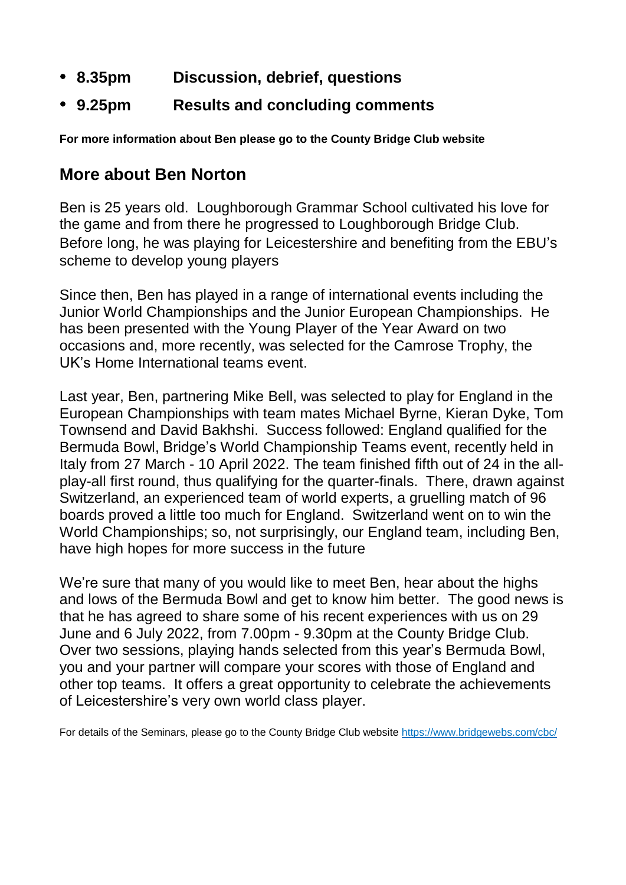- **8.35pm Discussion, debrief, questions**
- **9.25pm Results and concluding comments**

**For more information about Ben please go to the County Bridge Club website**

## More about Ben Norton

Ben is 25 years old. Loughborough Grammar School cultivated his love for the game and from there he progressed to Loughborough Bridge Club. Before long, he was playing for Leicestershire and benefiting from the EBU's scheme to develop young players

Since then, Ben has played in a range of international events including the Junior World Championships and the Junior European Championships. He has been presented with the Young Player of the Year Award on two occasions and, more recently, was selected for the Camrose Trophy, the UK's Home International teams event.

Last year, Ben, partnering Mike Bell, was selected to play for England in the European Championships with team mates Michael Byrne, Kieran Dyke, Tom Townsend and David Bakhshi. Success followed: England qualified for the Bermuda Bowl, Bridge's World Championship Teams event, recently held in Italy from 27 March - 10 April 2022. The team finished fifth out of 24 in the all-play-all first round, thus qualifying for the quarter-finals. There, drawn against Switzerland, an experienced team of world experts, a gruelling match of 96 boards proved a little too much for England. Switzerland went on to win the World Championships; so, not surprisingly, our England team, including Ben, have high hopes for more success in the future

We're sure that many of you would like to meet Ben, hear about the highs and lows of the Bermuda Bowl and get to know him better. The good news is that he has agreed to share some of his recent experiences with us on 29 June and 6 July 2022, from 7.00pm - 9.30pm at the County Bridge Club. Over two sessions, playing hands selected from this year's Bermuda Bowl, you and your partner will compare your scores with those of England and other top teams. It offers a great opportunity to celebrate the achievements of Leicestershire's very own world class player.

For details of the Seminars, please go to the County Bridge Club website https://www.bridgewebs.com/cbc/